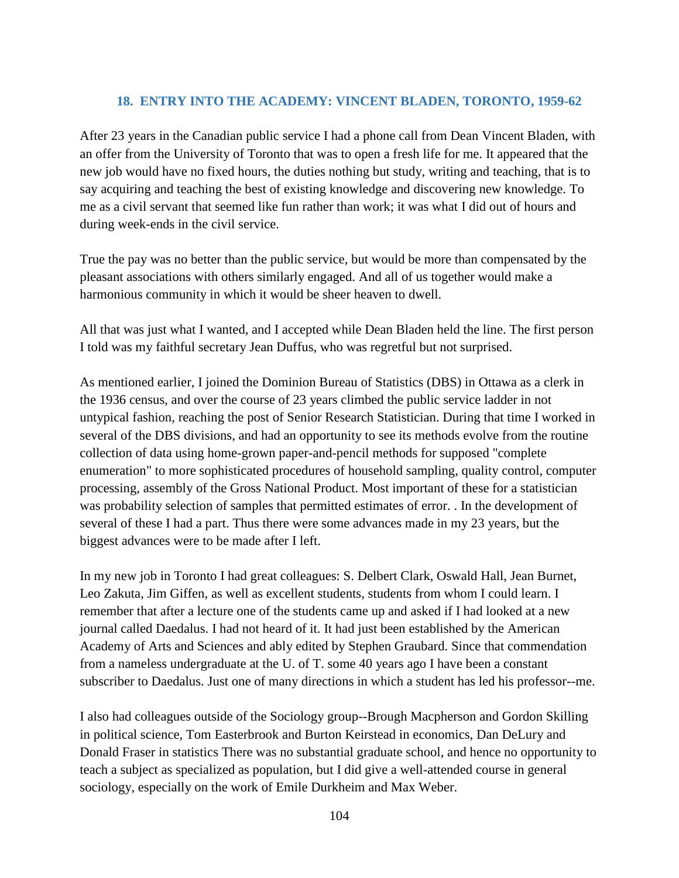## 18. ENTRY INTO THE ACADEMY: VINCENT BLADEN, TORONTO, 1959-62

After 23 years in the Canadian public service I had a phone call from Dean Vincent Bladen, with an offer from the University of Toronto that was to open a fresh life for me. It appeared that the new job would have no fixed hours, the duties nothing but study, writing and teaching, that is to say acquiring and teaching the best of existing knowledge and discovering new knowledge. To me as a civil servant that seemed like fun rather than work; it was what I did out of hours and during week-ends in the civil service.

True the pay was no better than the public service, but would be more than compensated by the pleasant associations with others similarly engaged. And all of us together would make a harmonious community in which it would be sheer heaven to dwell.

All that was just what I wanted, and I accepted while Dean Bladen held the line. The first person I told was my faithful secretary Jean Duffus, who was regretful but not surprised.

As mentioned earlier, I joined the Dominion Bureau of Statistics (DBS) in Ottawa as a clerk in the 1936 census, and over the course of 23 years climbed the public service ladder in not untypical fashion, reaching the post of Senior Research Statistician. During that time I worked in several of the DBS divisions, and had an opportunity to see its methods evolve from the routine collection of data using home-grown paper-and-pencil methods for supposed "complete enumeration" to more sophisticated procedures of household sampling, quality control, computer processing, assembly of the Gross National Product. Most important of these for a statistician was probability selection of samples that permitted estimates of error. . In the development of several of these I had a part. Thus there were some advances made in my 23 years, but the biggest advances were to be made after I left.

In my new job in Toronto I had great colleagues: S. Delbert Clark, Oswald Hall, Jean Burnet, Leo Zakuta, Jim Giffen, as well as excellent students, students from whom I could learn. I remember that after a lecture one of the students came up and asked if I had looked at a new journal called Daedalus. I had not heard of it. It had just been established by the American Academy of Arts and Sciences and ably edited by Stephen Graubard. Since that commendation from a nameless undergraduate at the U. of T. some 40 years ago I have been a constant subscriber to Daedalus. Just one of many directions in which a student has led his professor--me.

I also had colleagues outside of the Sociology group--Brough Macpherson and Gordon Skilling in political science, Tom Easterbrook and Burton Keirstead in economics, Dan DeLury and Donald Fraser in statistics There was no substantial graduate school, and hence no opportunity to teach a subject as specialized as population, but I did give a well-attended course in general sociology, especially on the work of Emile Durkheim and Max Weber.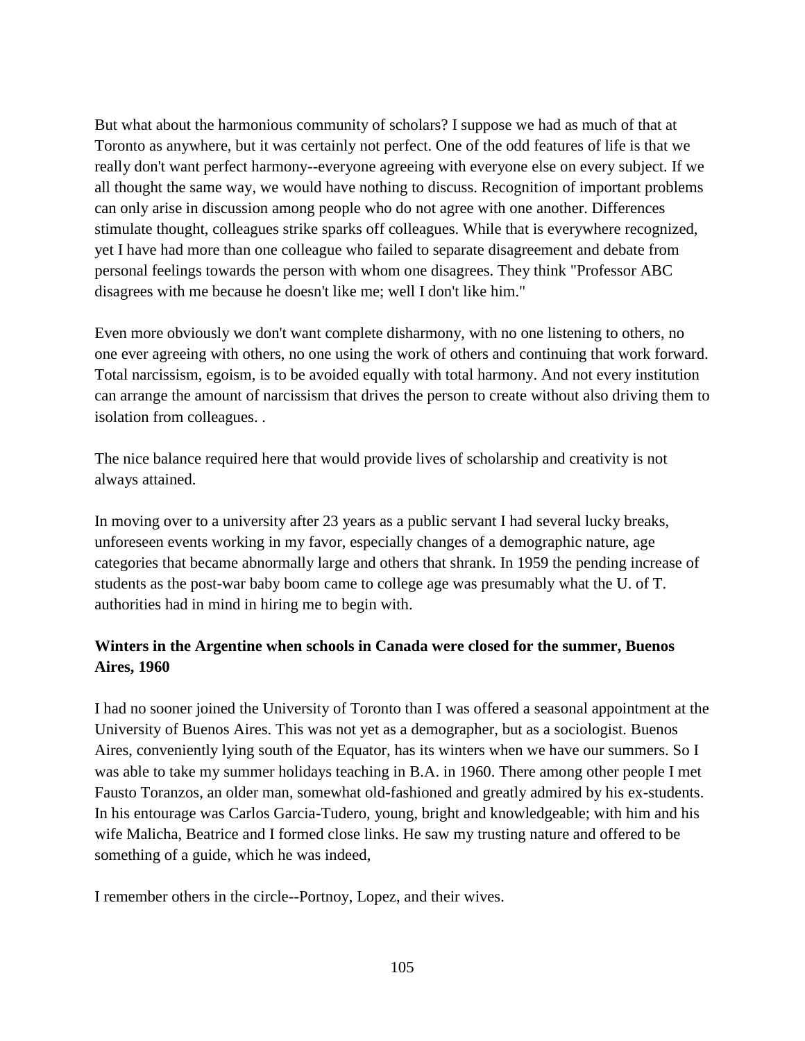But what about the harmonious community of scholars? I suppose we had as much of that at Toronto as anywhere, but it was certainly not perfect. One of the odd features of life is that we really don't want perfect harmony--everyone agreeing with everyone else on every subject. If we all thought the same way, we would have nothing to discuss. Recognition of important problems can only arise in discussion among people who do not agree with one another. Differences stimulate thought, colleagues strike sparks off colleagues. While that is everywhere recognized, yet I have had more than one colleague who failed to separate disagreement and debate from personal feelings towards the person with whom one disagrees. They think "Professor ABC disagrees with me because he doesn't like me; well I don't like him."

Even more obviously we don't want complete disharmony, with no one listening to others, no one ever agreeing with others, no one using the work of others and continuing that work forward. Total narcissism, egoism, is to be avoided equally with total harmony. And not every institution can arrange the amount of narcissism that drives the person to create without also driving them to isolation from colleagues. .

The nice balance required here that would provide lives of scholarship and creativity is not always attained.

In moving over to a university after 23 years as a public servant I had several lucky breaks, unforeseen events working in my favor, especially changes of a demographic nature, age categories that became abnormally large and others that shrank. In 1959 the pending increase of students as the post-war baby boom came to college age was presumably what the U. of T. authorities had in mind in hiring me to begin with.

**Winters in the Argentine when schools in Canada were closed for the summer, Buenos Aires, 1960**

I had no sooner joined the University of Toronto than I was offered a seasonal appointment at the University of Buenos Aires. This was not yet as a demographer, but as a sociologist. Buenos Aires, conveniently lying south of the Equator, has its winters when we have our summers. So I was able to take my summer holidays teaching in B.A. in 1960. There among other people I met Fausto Toranzos, an older man, somewhat old-fashioned and greatly admired by his ex-students. In his entourage was Carlos Garcia-Tudero, young, bright and knowledgeable; with him and his wife Malicha, Beatrice and I formed close links. He saw my trusting nature and offered to be something of a guide, which he was indeed,

I remember others in the circle--Portnoy, Lopez, and their wives.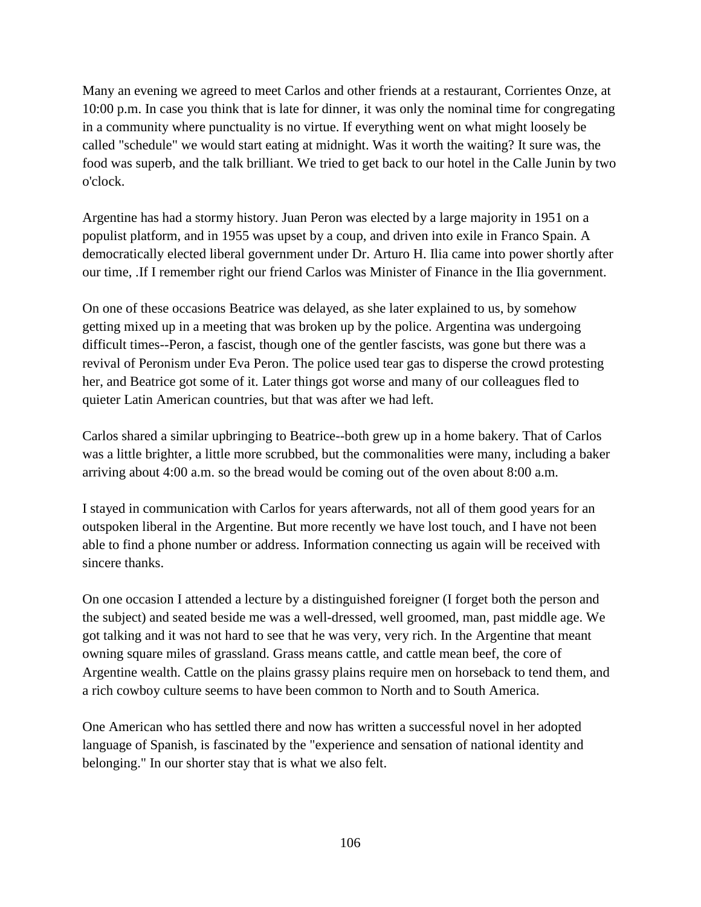Many an evening we agreed to meet Carlos and other friends at a restaurant, Corrientes Onze, at 10:00 p.m. In case you think that is late for dinner, it was only the nominal time for congregating in a community where punctuality is no virtue. If everything went on what might loosely be called "schedule" we would start eating at midnight. Was it worth the waiting? It sure was, the food was superb, and the talk brilliant. We tried to get back to our hotel in the Calle Junin by two o'clock.

Argentine has had a stormy history. Juan Peron was elected by a large majority in 1951 on a populist platform, and in 1955 was upset by a coup, and driven into exile in Franco Spain. A democratically elected liberal government under Dr. Arturo H. Ilia came into power shortly after our time, .If I remember right our friend Carlos was Minister of Finance in the Ilia government.

On one of these occasions Beatrice was delayed, as she later explained to us, by somehow getting mixed up in a meeting that was broken up by the police. Argentina was undergoing difficult times--Peron, a fascist, though one of the gentler fascists, was gone but there was a revival of Peronism under Eva Peron. The police used tear gas to disperse the crowd protesting her, and Beatrice got some of it. Later things got worse and many of our colleagues fled to quieter Latin American countries, but that was after we had left.

Carlos shared a similar upbringing to Beatrice--both grew up in a home bakery. That of Carlos was a little brighter, a little more scrubbed, but the commonalities were many, including a baker arriving about 4:00 a.m. so the bread would be coming out of the oven about 8:00 a.m.

I stayed in communication with Carlos for years afterwards, not all of them good years for an outspoken liberal in the Argentine. But more recently we have lost touch, and I have not been able to find a phone number or address. Information connecting us again will be received with sincere thanks.

On one occasion I attended a lecture by a distinguished foreigner (I forget both the person and the subject) and seated beside me was a well-dressed, well groomed, man, past middle age. We got talking and it was not hard to see that he was very, very rich. In the Argentine that meant owning square miles of grassland. Grass means cattle, and cattle mean beef, the core of Argentine wealth. Cattle on the plains grassy plains require men on horseback to tend them, and a rich cowboy culture seems to have been common to North and to South America.

One American who has settled there and now has written a successful novel in her adopted language of Spanish, is fascinated by the "experience and sensation of national identity and belonging." In our shorter stay that is what we also felt.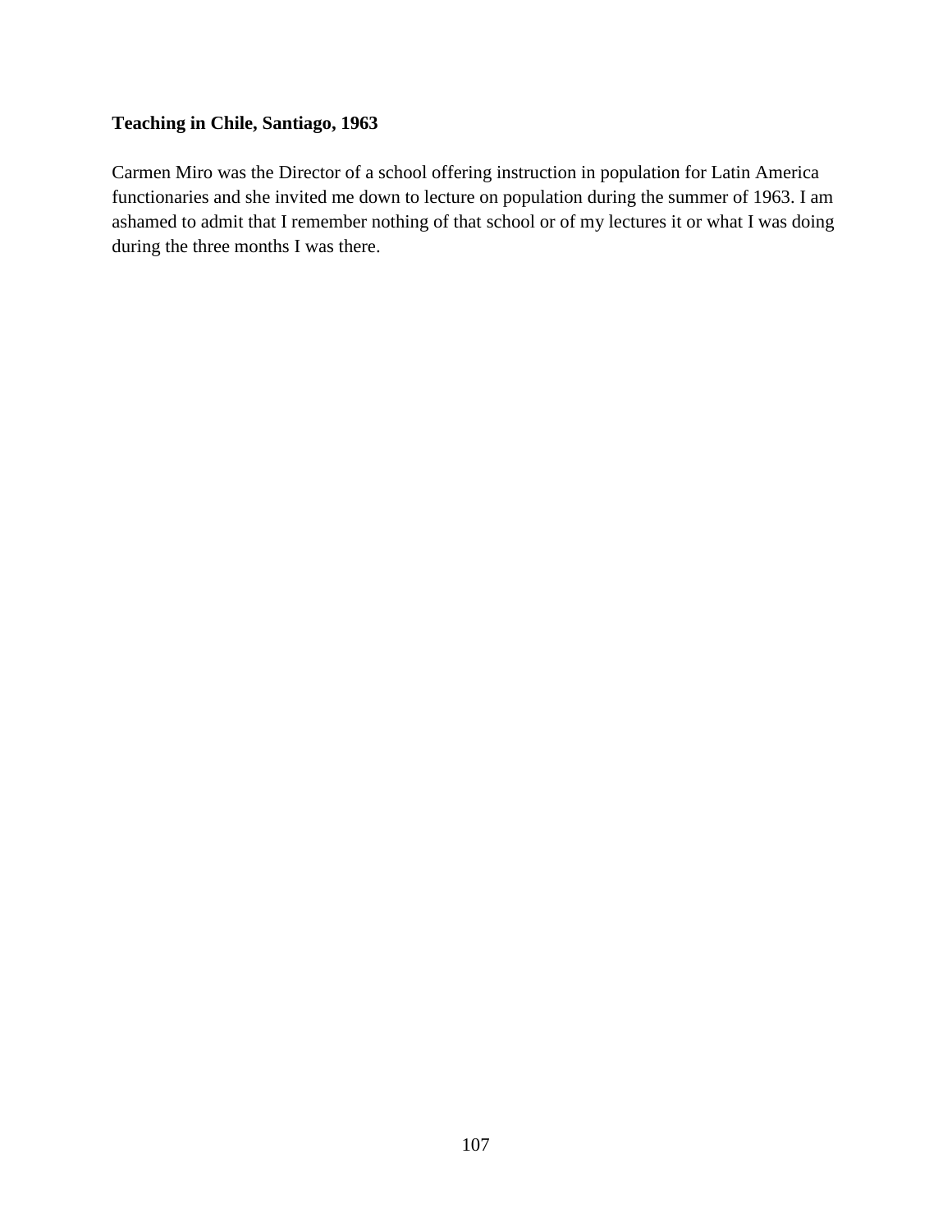**Teaching in Chile, Santiago, 1963**

Carmen Miro was the Director of a school offering instruction in population for Latin America functionaries and she invited me down to lecture on population during the summer of 1963. I am ashamed to admit that I remember nothing of that school or of my lectures it or what I was doing during the three months I was there.